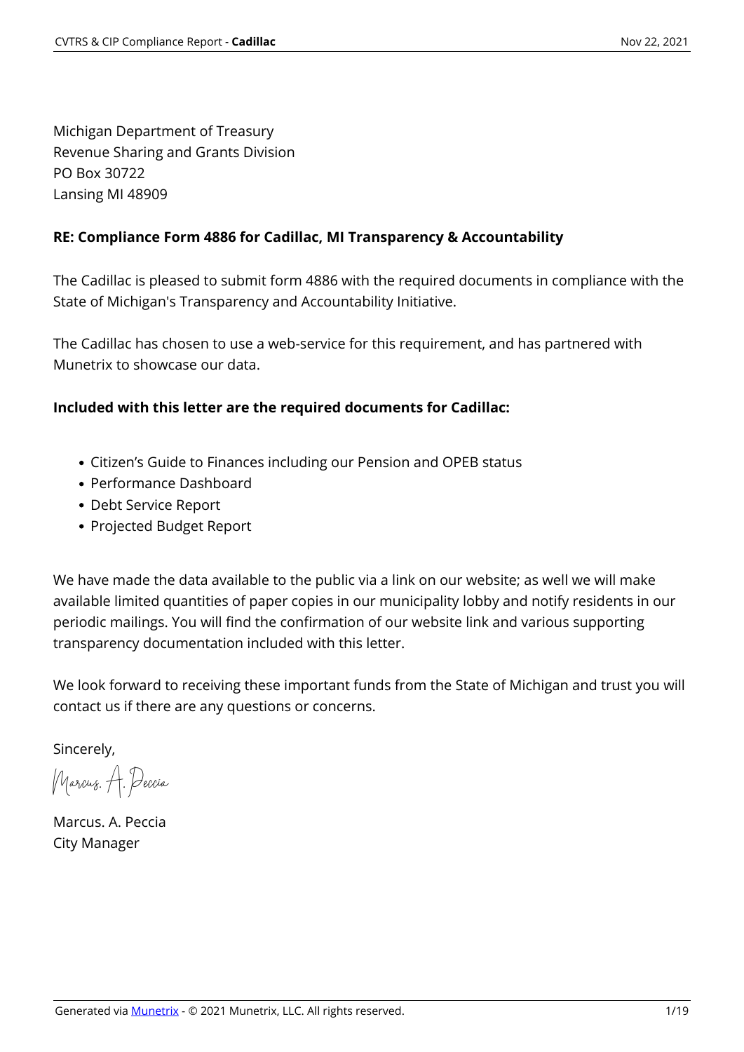Michigan Department of Treasury
Revenue Sharing and Grants Division
PO Box 30722
Lansing MI 48909

**RE: Compliance Form 4886 for Cadillac, MI Transparency & Accountability**

The Cadillac is pleased to submit form 4886 with the required documents in compliance with the State of Michigan's Transparency and Accountability Initiative.

The Cadillac has chosen to use a web-service for this requirement, and has partnered with Munetrix to showcase our data.

**Included with this letter are the required documents for Cadillac:**

- Citizen's Guide to Finances including our Pension and OPEB status
- Performance Dashboard
- Debt Service Report
- Projected Budget Report

We have made the data available to the public via a link on our website; as well we will make available limited quantities of paper copies in our municipality lobby and notify residents in our periodic mailings. You will find the confirmation of our website link and various supporting transparency documentation included with this letter.

We look forward to receiving these important funds from the State of Michigan and trust you will contact us if there are any questions or concerns.

Sincerely,

Marcus. A. Peccia

Marcus. A. Peccia
City Manager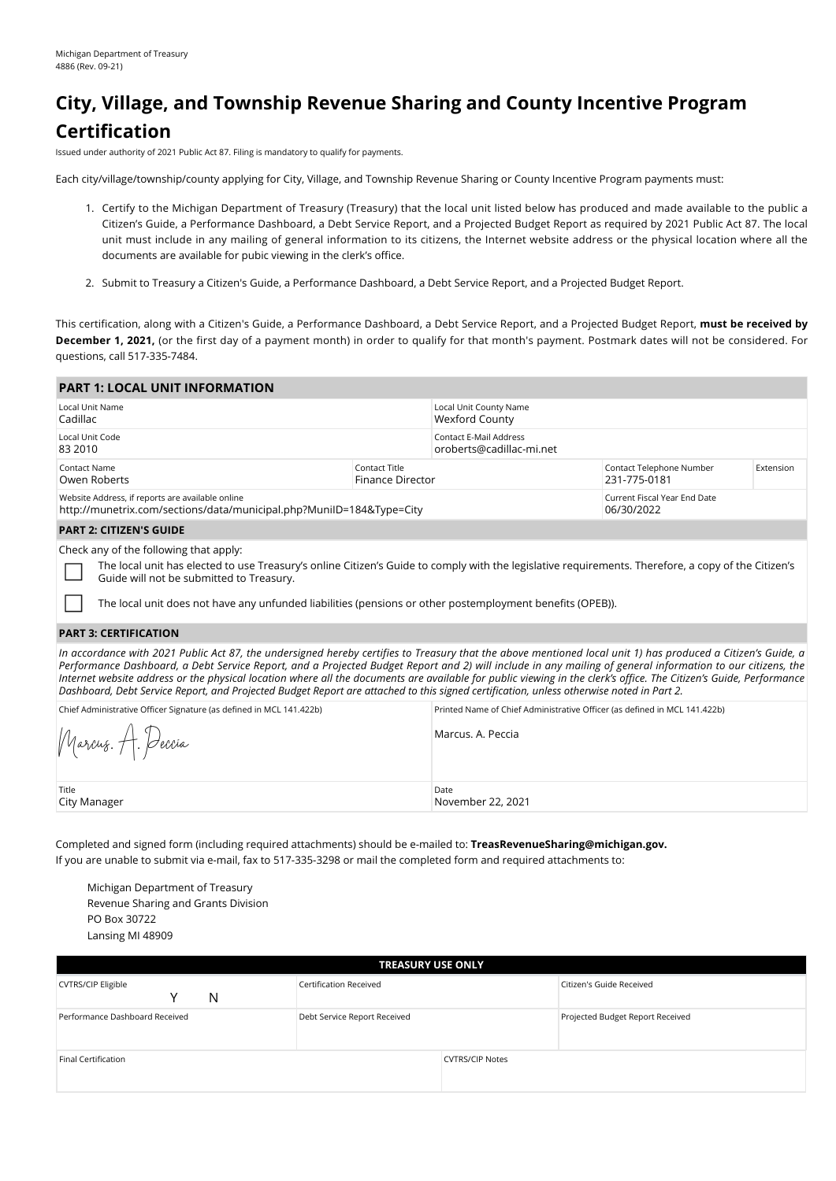Michigan Department of Treasury
4886 (Rev. 09-21)

# City, Village, and Township Revenue Sharing and County Incentive Program Certification

Issued under authority of 2021 Public Act 87. Filing is mandatory to qualify for payments.

Each city/village/township/county applying for City, Village, and Township Revenue Sharing or County Incentive Program payments must:

1. Certify to the Michigan Department of Treasury (Treasury) that the local unit listed below has produced and made available to the public a Citizen's Guide, a Performance Dashboard, a Debt Service Report, and a Projected Budget Report as required by 2021 Public Act 87. The local unit must include in any mailing of general information to its citizens, the Internet website address or the physical location where all the documents are available for pubic viewing in the clerk's office.
2. Submit to Treasury a Citizen's Guide, a Performance Dashboard, a Debt Service Report, and a Projected Budget Report.

This certification, along with a Citizen's Guide, a Performance Dashboard, a Debt Service Report, and a Projected Budget Report, **must be received by December 1, 2021,** (or the first day of a payment month) in order to qualify for that month's payment. Postmark dates will not be considered. For questions, call 517-335-7484.

## PART 1: LOCAL UNIT INFORMATION

| Field | Value |
|---|---|
| Local Unit Name | Cadillac |
| Local Unit County Name | Wexford County |
| Local Unit Code | 83 2010 |
| Contact E-Mail Address | oroberts@cadillac-mi.net |
| Contact Name | Owen Roberts |
| Contact Title | Finance Director |
| Contact Telephone Number | 231-775-0181 |
| Extension | |
| Website Address, if reports are available online | http://munetrix.com/sections/data/municipal.php?MuniID=184&Type=City |
| Current Fiscal Year End Date | 06/30/2022 |

## PART 2: CITIZEN'S GUIDE

Check any of the following that apply:

- ☐ The local unit has elected to use Treasury's online Citizen's Guide to comply with the legislative requirements. Therefore, a copy of the Citizen's Guide will not be submitted to Treasury.
- ☐ The local unit does not have any unfunded liabilities (pensions or other postemployment benefits (OPEB)).

## PART 3: CERTIFICATION

*In accordance with 2021 Public Act 87, the undersigned hereby certifies to Treasury that the above mentioned local unit 1) has produced a Citizen's Guide, a Performance Dashboard, a Debt Service Report, and a Projected Budget Report and 2) will include in any mailing of general information to our citizens, the Internet website address or the physical location where all the documents are available for public viewing in the clerk's office. The Citizen's Guide, Performance Dashboard, Debt Service Report, and Projected Budget Report are attached to this signed certification, unless otherwise noted in Part 2.*

| Chief Administrative Officer Signature (as defined in MCL 141.422b) | Printed Name of Chief Administrative Officer (as defined in MCL 141.422b) |
|---|---|
| Marcus. A. Peccia | Marcus. A. Peccia |
| **Title** | **Date** |
| City Manager | November 22, 2021 |

Completed and signed form (including required attachments) should be e-mailed to: **TreasRevenueSharing@michigan.gov.**
If you are unable to submit via e-mail, fax to 517-335-3298 or mail the completed form and required attachments to:

Michigan Department of Treasury
Revenue Sharing and Grants Division
PO Box 30722
Lansing MI 48909

| TREASURY USE ONLY | | |
|---|---|---|
| CVTRS/CIP Eligible Y N | Certification Received | Citizen's Guide Received |
| Performance Dashboard Received | Debt Service Report Received | Projected Budget Report Received |
| Final Certification | CVTRS/CIP Notes | |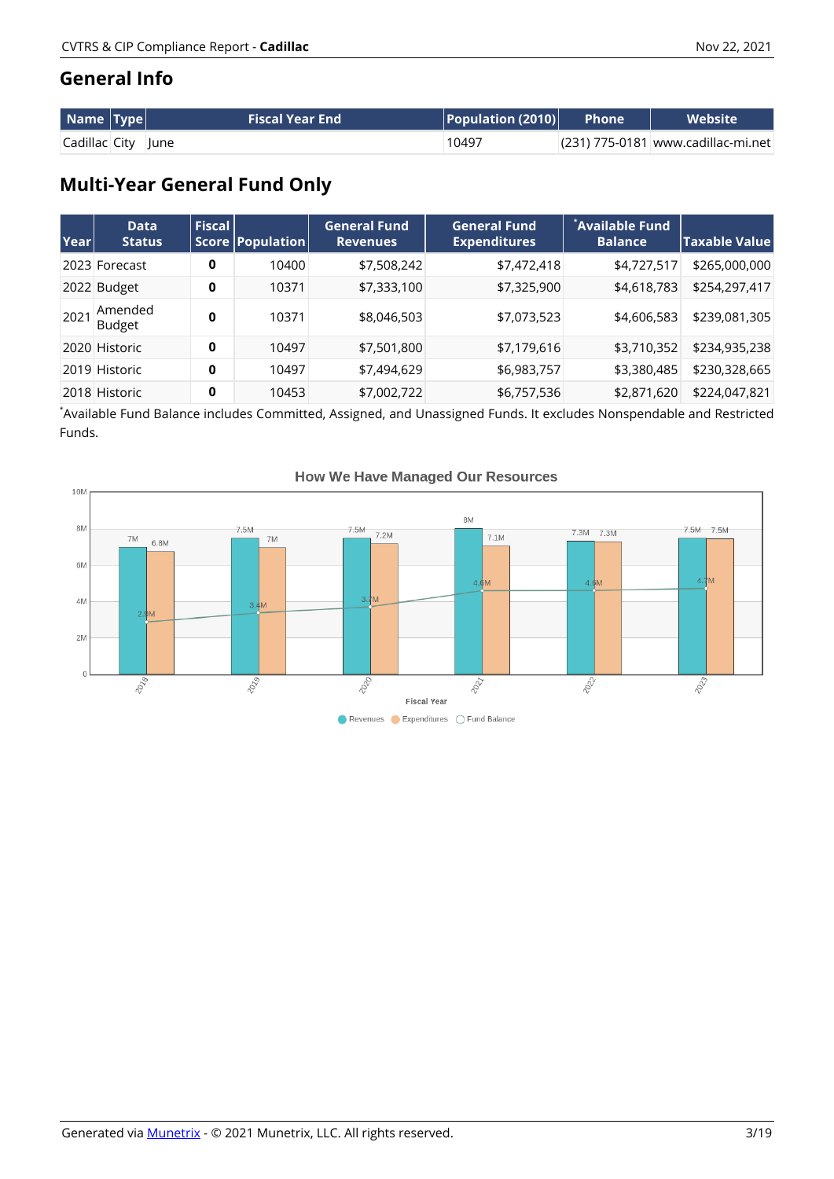## General Info

| Name | Type | Fiscal Year End | Population (2010) | Phone | Website |
|---|---|---|---|---|---|
| Cadillac | City | June | 10497 | (231) 775-0181 | www.cadillac-mi.net |

## Multi-Year General Fund Only

| Year | Data Status | Fiscal Score | Population | General Fund Revenues | General Fund Expenditures | *Available Fund Balance | Taxable Value |
|---|---|---|---|---|---|---|---|
| 2023 | Forecast | **0** | 10400 | $7,508,242 | $7,472,418 | $4,727,517 | $265,000,000 |
| 2022 | Budget | **0** | 10371 | $7,333,100 | $7,325,900 | $4,618,783 | $254,297,417 |
| 2021 | Amended Budget | **0** | 10371 | $8,046,503 | $7,073,523 | $4,606,583 | $239,081,305 |
| 2020 | Historic | **0** | 10497 | $7,501,800 | $7,179,616 | $3,710,352 | $234,935,238 |
| 2019 | Historic | **0** | 10497 | $7,494,629 | $6,983,757 | $3,380,485 | $230,328,665 |
| 2018 | Historic | **0** | 10453 | $7,002,722 | $6,757,536 | $2,871,620 | $224,047,821 |

*Available Fund Balance includes Committed, Assigned, and Unassigned Funds. It excludes Nonspendable and Restricted Funds.

How We Have Managed Our Resources

| Fiscal Year | Revenues | Expenditures | Fund Balance |
|---|---|---|---|
| 2018 | 7M | 6.8M | 2.9M |
| 2019 | 7.5M | 7M | 3.4M |
| 2020 | 7.5M | 7.2M | 3.7M |
| 2021 | 8M | 7.1M | 4.6M |
| 2022 | 7.3M | 7.3M | 4.6M |
| 2023 | 7.5M | 7.5M | 4.7M |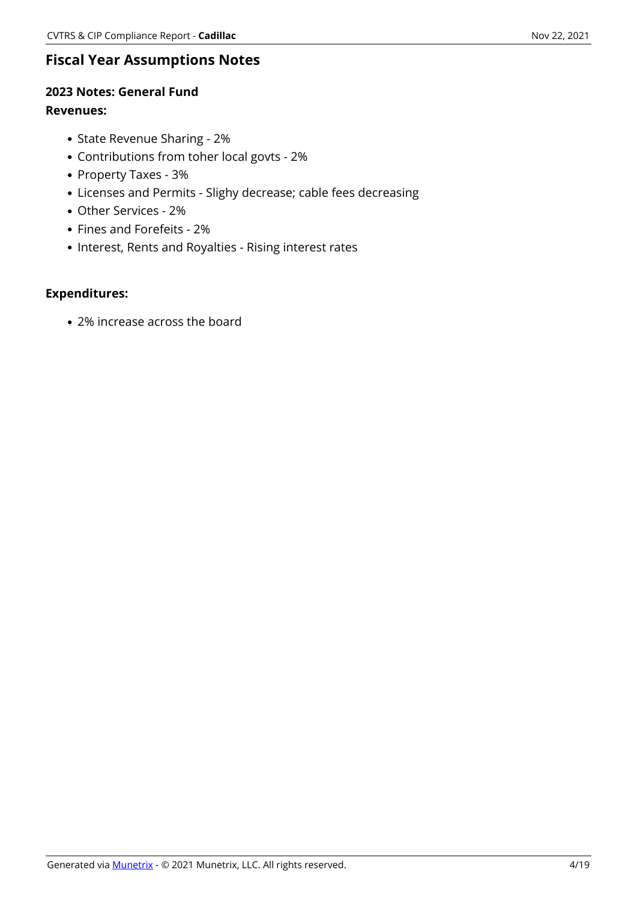# Fiscal Year Assumptions Notes

## 2023 Notes: General Fund

### Revenues:

- State Revenue Sharing - 2%
- Contributions from toher local govts - 2%
- Property Taxes - 3%
- Licenses and Permits - Slighy decrease; cable fees decreasing
- Other Services - 2%
- Fines and Forefeits - 2%
- Interest, Rents and Royalties - Rising interest rates

### Expenditures:

- 2% increase across the board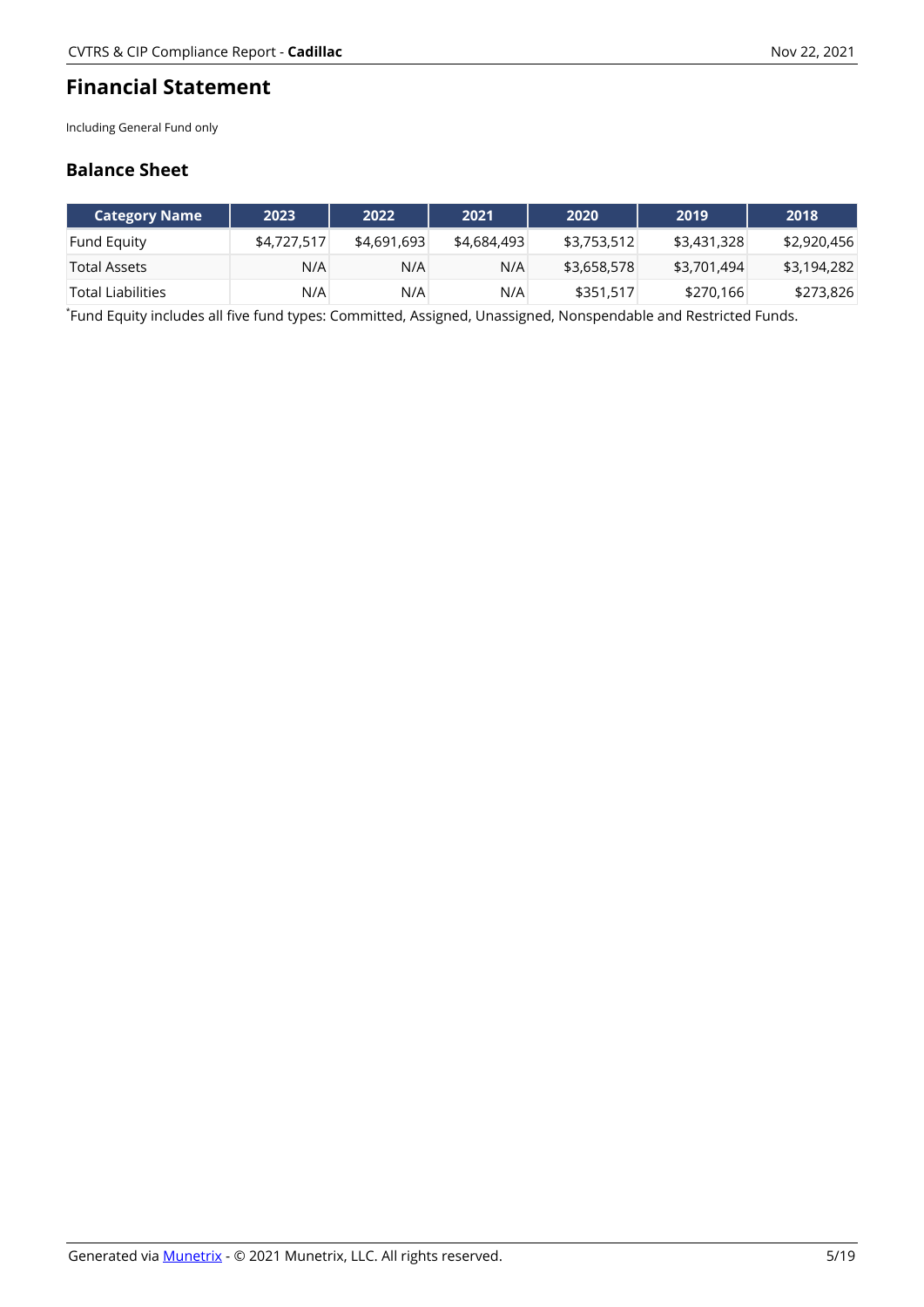## Financial Statement

Including General Fund only

### Balance Sheet

| Category Name | 2023 | 2022 | 2021 | 2020 | 2019 | 2018 |
|---|---|---|---|---|---|---|
| Fund Equity | $4,727,517 | $4,691,693 | $4,684,493 | $3,753,512 | $3,431,328 | $2,920,456 |
| Total Assets | N/A | N/A | N/A | $3,658,578 | $3,701,494 | $3,194,282 |
| Total Liabilities | N/A | N/A | N/A | $351,517 | $270,166 | $273,826 |

*Fund Equity includes all five fund types: Committed, Assigned, Unassigned, Nonspendable and Restricted Funds.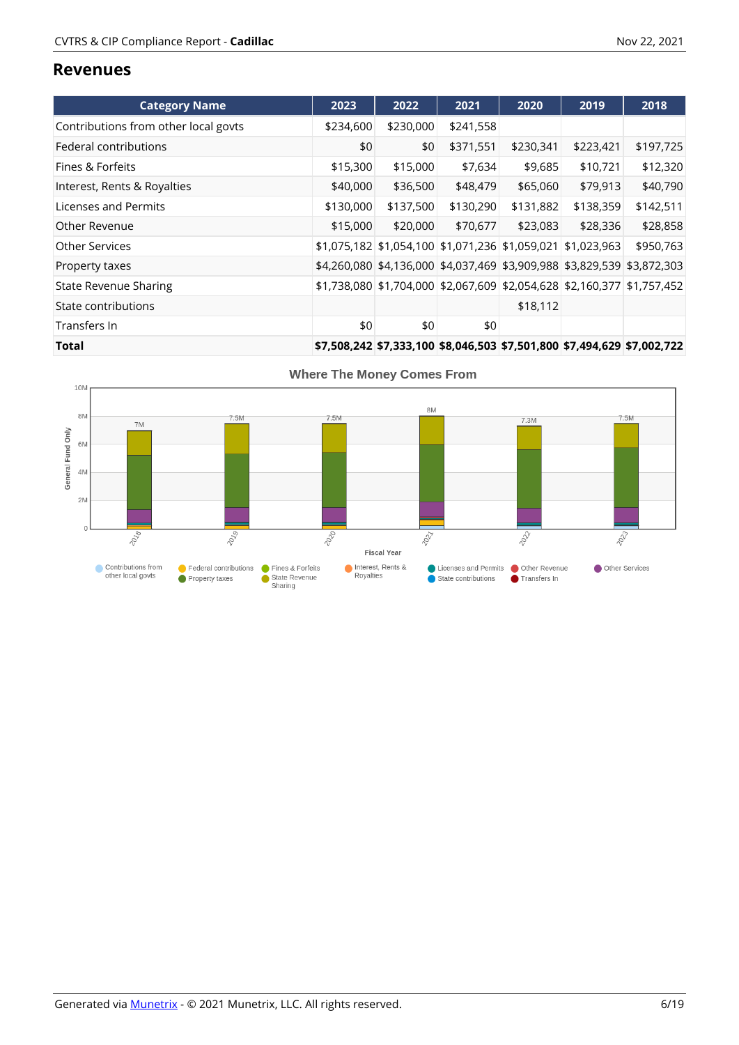## Revenues

| Category Name | 2023 | 2022 | 2021 | 2020 | 2019 | 2018 |
|---|---|---|---|---|---|---|
| Contributions from other local govts | $234,600 | $230,000 | $241,558 | | | |
| Federal contributions | $0 | $0 | $371,551 | $230,341 | $223,421 | $197,725 |
| Fines & Forfeits | $15,300 | $15,000 | $7,634 | $9,685 | $10,721 | $12,320 |
| Interest, Rents & Royalties | $40,000 | $36,500 | $48,479 | $65,060 | $79,913 | $40,790 |
| Licenses and Permits | $130,000 | $137,500 | $130,290 | $131,882 | $138,359 | $142,511 |
| Other Revenue | $15,000 | $20,000 | $70,677 | $23,083 | $28,336 | $28,858 |
| Other Services | $1,075,182 | $1,054,100 | $1,071,236 | $1,059,021 | $1,023,963 | $950,763 |
| Property taxes | $4,260,080 | $4,136,000 | $4,037,469 | $3,909,988 | $3,829,539 | $3,872,303 |
| State Revenue Sharing | $1,738,080 | $1,704,000 | $2,067,609 | $2,054,628 | $2,160,377 | $1,757,452 |
| State contributions | | | | $18,112 | | |
| Transfers In | $0 | $0 | $0 | | | |
| **Total** | **$7,508,242** | **$7,333,100** | **$8,046,503** | **$7,501,800** | **$7,494,629** | **$7,002,722** |

Where The Money Comes From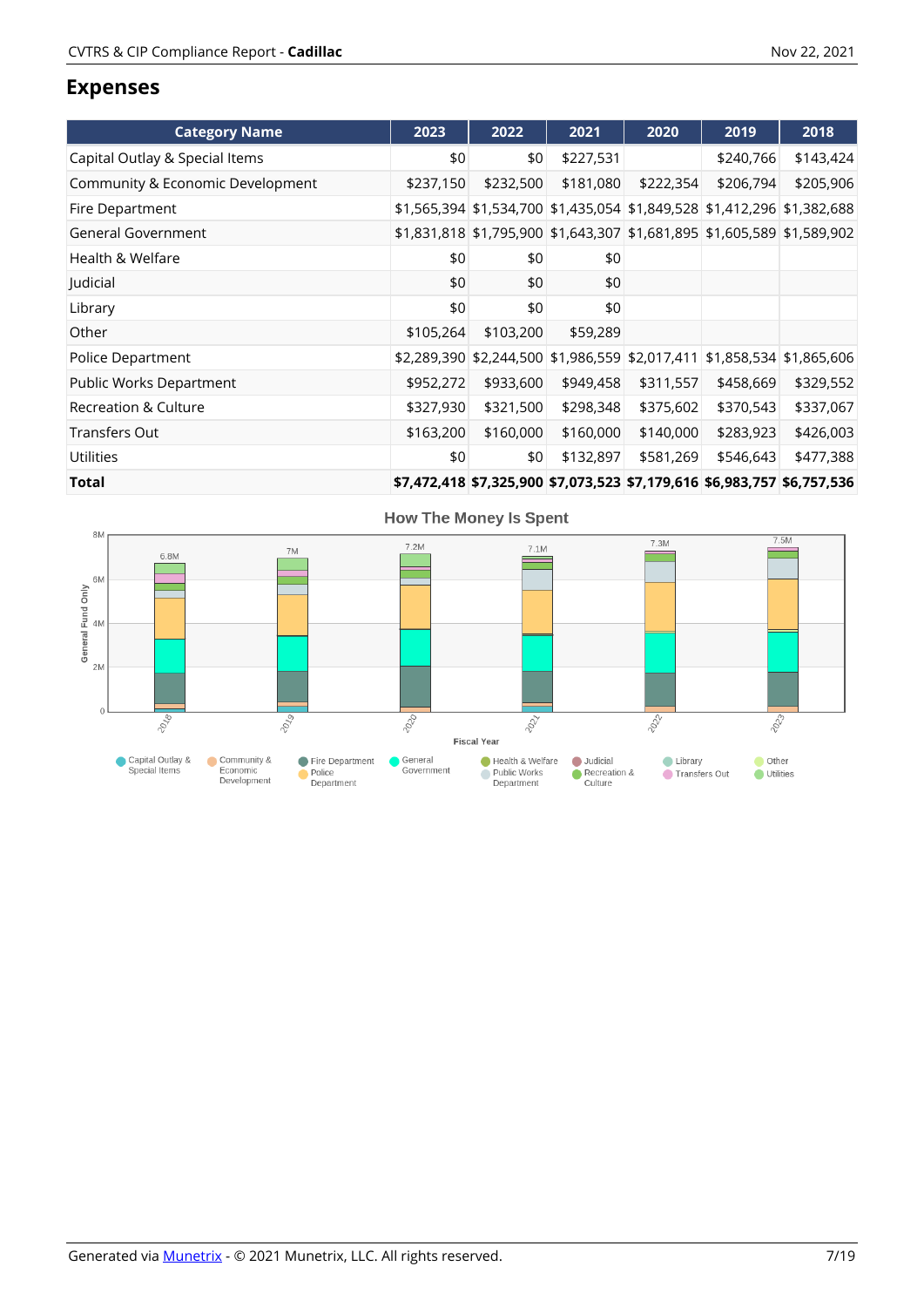## Expenses

| Category Name | 2023 | 2022 | 2021 | 2020 | 2019 | 2018 |
|---|---|---|---|---|---|---|
| Capital Outlay & Special Items | $0 | $0 | $227,531 | | $240,766 | $143,424 |
| Community & Economic Development | $237,150 | $232,500 | $181,080 | $222,354 | $206,794 | $205,906 |
| Fire Department | $1,565,394 | $1,534,700 | $1,435,054 | $1,849,528 | $1,412,296 | $1,382,688 |
| General Government | $1,831,818 | $1,795,900 | $1,643,307 | $1,681,895 | $1,605,589 | $1,589,902 |
| Health & Welfare | $0 | $0 | $0 | | | |
| Judicial | $0 | $0 | $0 | | | |
| Library | $0 | $0 | $0 | | | |
| Other | $105,264 | $103,200 | $59,289 | | | |
| Police Department | $2,289,390 | $2,244,500 | $1,986,559 | $2,017,411 | $1,858,534 | $1,865,606 |
| Public Works Department | $952,272 | $933,600 | $949,458 | $311,557 | $458,669 | $329,552 |
| Recreation & Culture | $327,930 | $321,500 | $298,348 | $375,602 | $370,543 | $337,067 |
| Transfers Out | $163,200 | $160,000 | $160,000 | $140,000 | $283,923 | $426,003 |
| Utilities | $0 | $0 | $132,897 | $581,269 | $546,643 | $477,388 |
| **Total** | **$7,472,418** | **$7,325,900** | **$7,073,523** | **$7,179,616** | **$6,983,757** | **$6,757,536** |

### How The Money Is Spent

General Fund Only — Fiscal Year: 2018 (6.8M), 2019 (7M), 2020 (7.2M), 2021 (7.1M), 2022 (7.3M), 2023 (7.5M)

Legend: Capital Outlay & Special Items, Community & Economic Development, Fire Department, Police Department, General Government, Health & Welfare, Public Works Department, Judicial, Recreation & Culture, Library, Transfers Out, Other, Utilities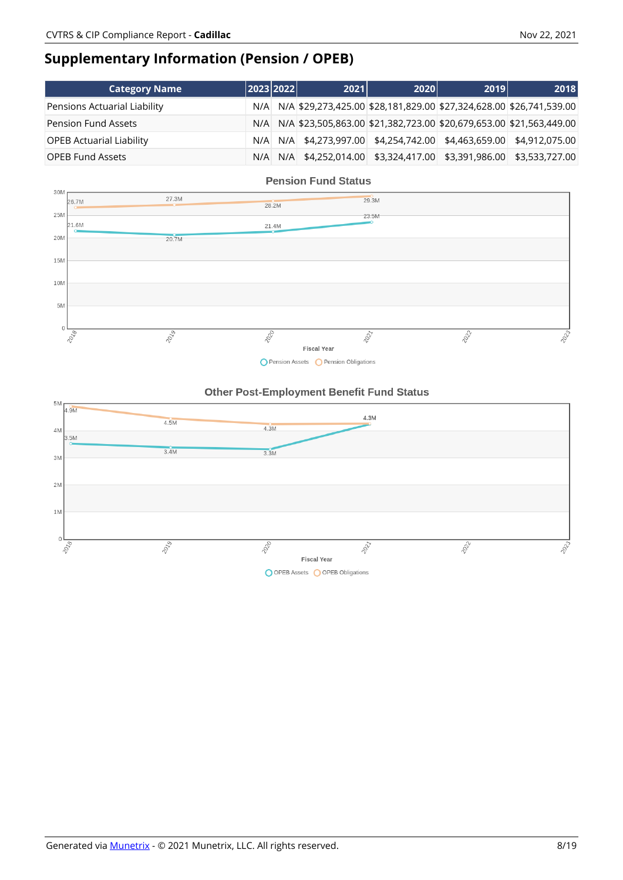## Supplementary Information (Pension / OPEB)

| Category Name | 2023 | 2022 | 2021 | 2020 | 2019 | 2018 |
|---|---|---|---|---|---|---|
| Pensions Actuarial Liability | N/A | N/A | $29,273,425.00 | $28,181,829.00 | $27,324,628.00 | $26,741,539.00 |
| Pension Fund Assets | N/A | N/A | $23,505,863.00 | $21,382,723.00 | $20,679,653.00 | $21,563,449.00 |
| OPEB Actuarial Liability | N/A | N/A | $4,273,997.00 | $4,254,742.00 | $4,463,659.00 | $4,912,075.00 |
| OPEB Fund Assets | N/A | N/A | $4,252,014.00 | $3,324,417.00 | $3,391,986.00 | $3,533,727.00 |

**Pension Fund Status**

| Fiscal Year | Pension Assets | Pension Obligations |
|---|---|---|
| 2018 | 21.6M | 26.7M |
| 2019 | 20.7M | 27.3M |
| 2020 | 21.4M | 28.2M |
| 2021 | 23.5M | 29.3M |
| 2022 | | |
| 2023 | | |

**Other Post-Employment Benefit Fund Status**

| Fiscal Year | OPEB Assets | OPEB Obligations |
|---|---|---|
| 2018 | 3.5M | 4.9M |
| 2019 | 3.4M | 4.5M |
| 2020 | 3.3M | 4.3M |
| 2021 | 4.3M | 4.3M |
| 2022 | | |
| 2023 | | |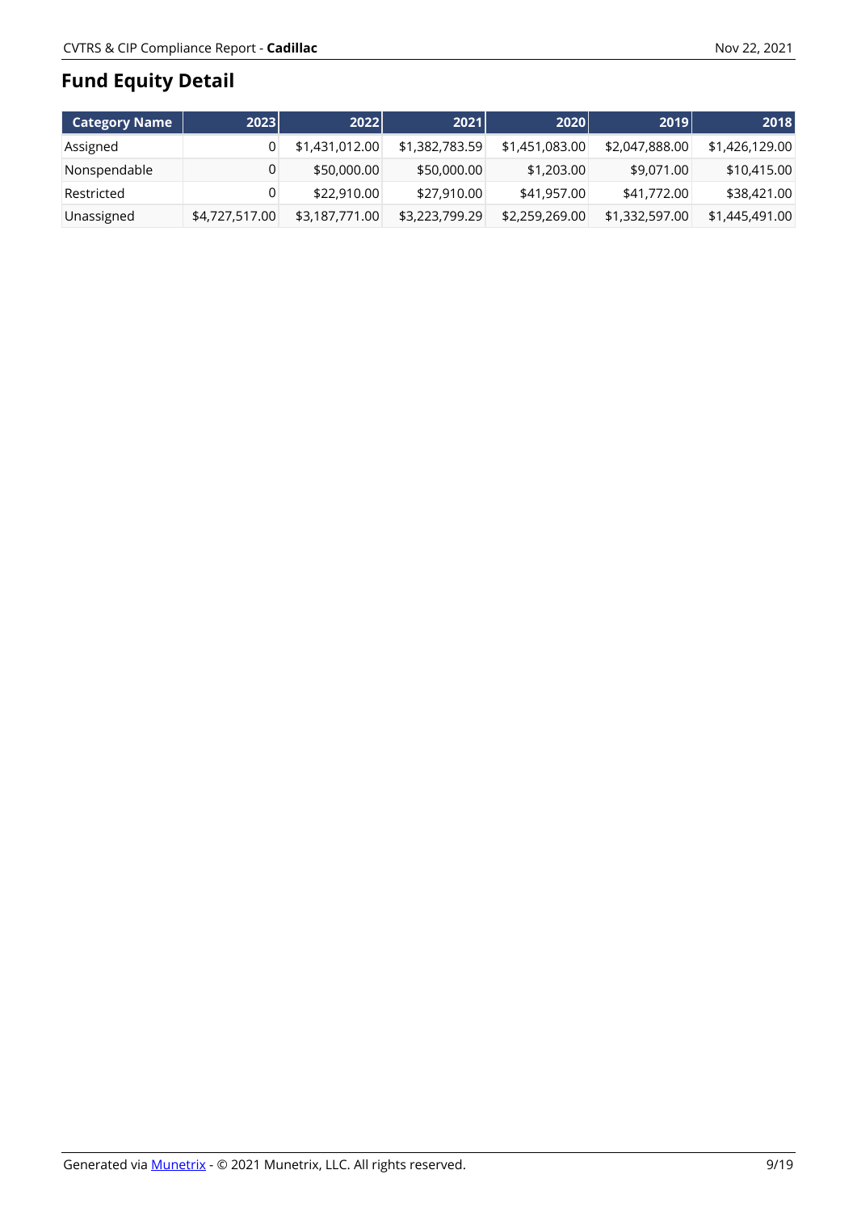## Fund Equity Detail

| Category Name | 2023 | 2022 | 2021 | 2020 | 2019 | 2018 |
| --- | --- | --- | --- | --- | --- | --- |
| Assigned | 0 | $1,431,012.00 | $1,382,783.59 | $1,451,083.00 | $2,047,888.00 | $1,426,129.00 |
| Nonspendable | 0 | $50,000.00 | $50,000.00 | $1,203.00 | $9,071.00 | $10,415.00 |
| Restricted | 0 | $22,910.00 | $27,910.00 | $41,957.00 | $41,772.00 | $38,421.00 |
| Unassigned | $4,727,517.00 | $3,187,771.00 | $3,223,799.29 | $2,259,269.00 | $1,332,597.00 | $1,445,491.00 |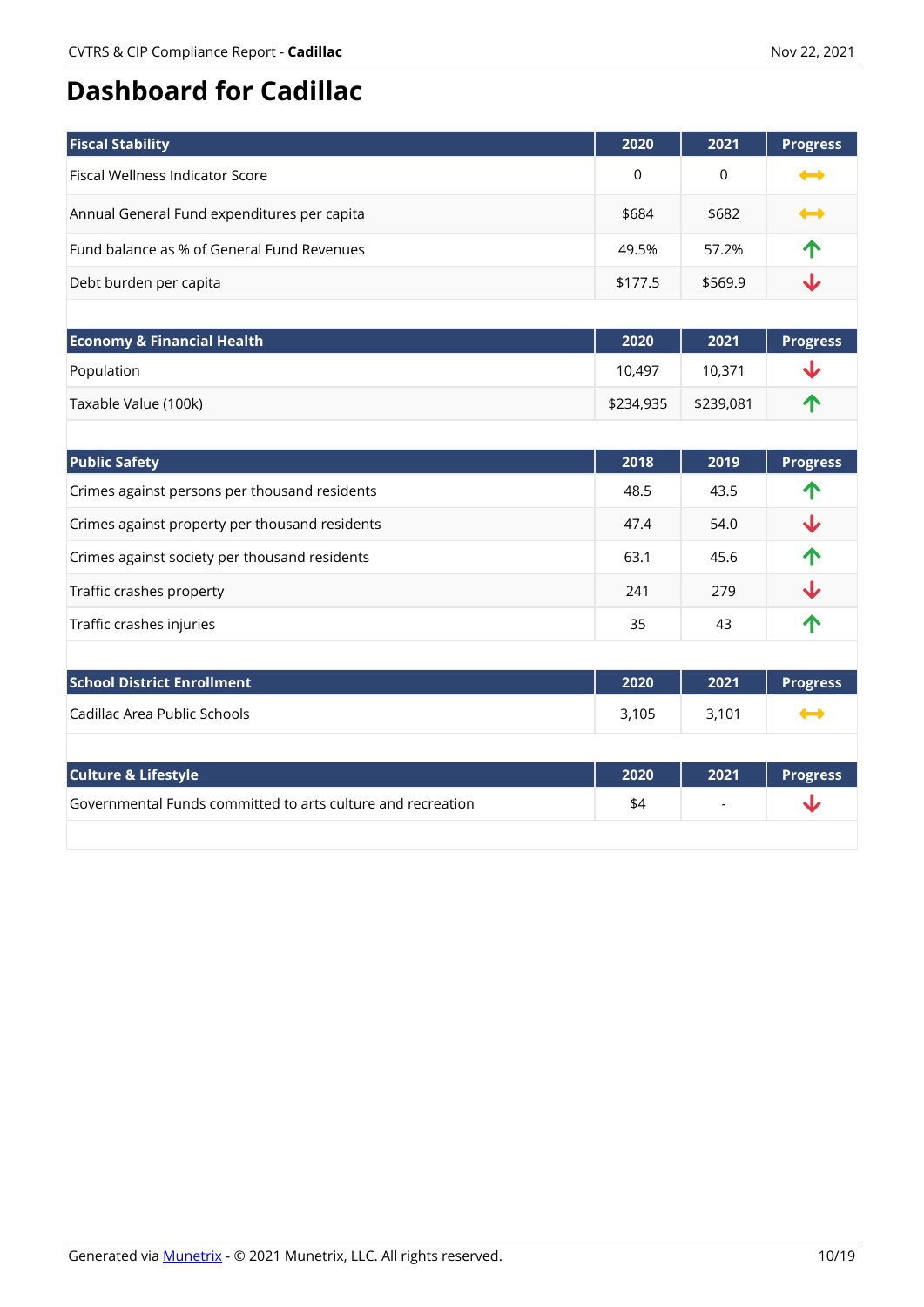# Dashboard for Cadillac

| Fiscal Stability | 2020 | 2021 | Progress |
|---|---|---|---|
| Fiscal Wellness Indicator Score | 0 | 0 | ↔ |
| Annual General Fund expenditures per capita | $684 | $682 | ↔ |
| Fund balance as % of General Fund Revenues | 49.5% | 57.2% | ↑ |
| Debt burden per capita | $177.5 | $569.9 | ↓ |

| Economy & Financial Health | 2020 | 2021 | Progress |
|---|---|---|---|
| Population | 10,497 | 10,371 | ↓ |
| Taxable Value (100k) | $234,935 | $239,081 | ↑ |

| Public Safety | 2018 | 2019 | Progress |
|---|---|---|---|
| Crimes against persons per thousand residents | 48.5 | 43.5 | ↑ |
| Crimes against property per thousand residents | 47.4 | 54.0 | ↓ |
| Crimes against society per thousand residents | 63.1 | 45.6 | ↑ |
| Traffic crashes property | 241 | 279 | ↓ |
| Traffic crashes injuries | 35 | 43 | ↑ |

| School District Enrollment | 2020 | 2021 | Progress |
|---|---|---|---|
| Cadillac Area Public Schools | 3,105 | 3,101 | ↔ |

| Culture & Lifestyle | 2020 | 2021 | Progress |
|---|---|---|---|
| Governmental Funds committed to arts culture and recreation | $4 | - | ↓ |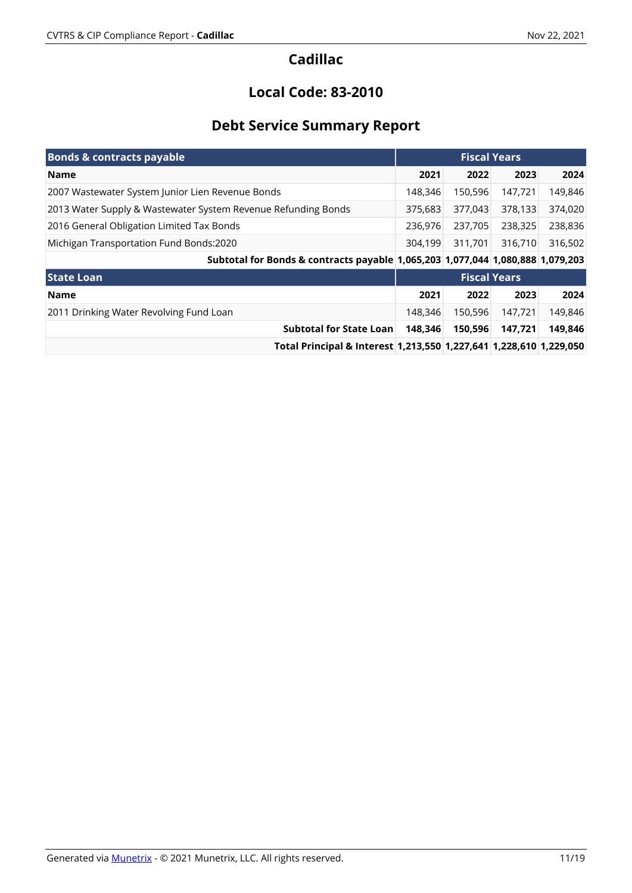# Cadillac

## Local Code: 83-2010

## Debt Service Summary Report

| Bonds & contracts payable | Fiscal Years | | | |
|---|---|---|---|---|
| **Name** | **2021** | **2022** | **2023** | **2024** |
| 2007 Wastewater System Junior Lien Revenue Bonds | 148,346 | 150,596 | 147,721 | 149,846 |
| 2013 Water Supply & Wastewater System Revenue Refunding Bonds | 375,683 | 377,043 | 378,133 | 374,020 |
| 2016 General Obligation Limited Tax Bonds | 236,976 | 237,705 | 238,325 | 238,836 |
| Michigan Transportation Fund Bonds:2020 | 304,199 | 311,701 | 316,710 | 316,502 |
| **Subtotal for Bonds & contracts payable** | **1,065,203** | **1,077,044** | **1,080,888** | **1,079,203** |
| **State Loan** | **Fiscal Years** | | | |
| **Name** | **2021** | **2022** | **2023** | **2024** |
| 2011 Drinking Water Revolving Fund Loan | 148,346 | 150,596 | 147,721 | 149,846 |
| **Subtotal for State Loan** | **148,346** | **150,596** | **147,721** | **149,846** |
| **Total Principal & Interest** | **1,213,550** | **1,227,641** | **1,228,610** | **1,229,050** |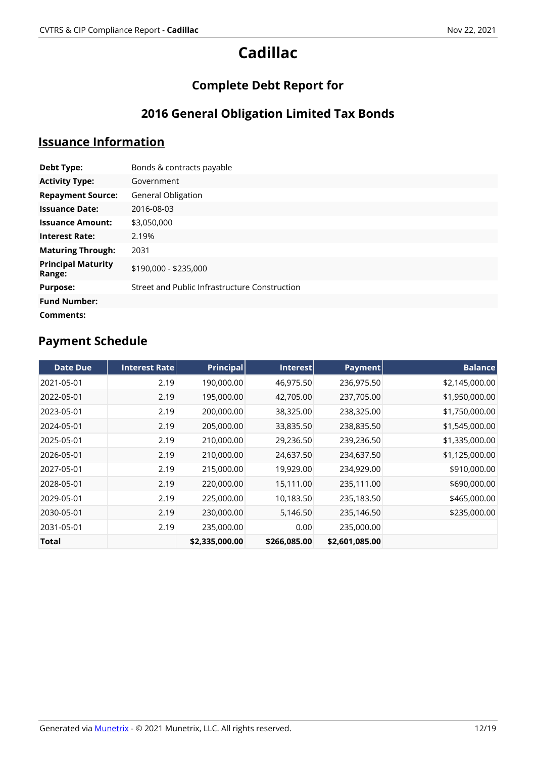# Cadillac

## Complete Debt Report for

## 2016 General Obligation Limited Tax Bonds

## Issuance Information

| | |
|---|---|
| **Debt Type:** | Bonds & contracts payable |
| **Activity Type:** | Government |
| **Repayment Source:** | General Obligation |
| **Issuance Date:** | 2016-08-03 |
| **Issuance Amount:** | $3,050,000 |
| **Interest Rate:** | 2.19% |
| **Maturing Through:** | 2031 |
| **Principal Maturity Range:** | $190,000 - $235,000 |
| **Purpose:** | Street and Public Infrastructure Construction |
| **Fund Number:** | |
| **Comments:** | |

## Payment Schedule

| Date Due | Interest Rate | Principal | Interest | Payment | Balance |
|---|---|---|---|---|---|
| 2021-05-01 | 2.19 | 190,000.00 | 46,975.50 | 236,975.50 | $2,145,000.00 |
| 2022-05-01 | 2.19 | 195,000.00 | 42,705.00 | 237,705.00 | $1,950,000.00 |
| 2023-05-01 | 2.19 | 200,000.00 | 38,325.00 | 238,325.00 | $1,750,000.00 |
| 2024-05-01 | 2.19 | 205,000.00 | 33,835.50 | 238,835.50 | $1,545,000.00 |
| 2025-05-01 | 2.19 | 210,000.00 | 29,236.50 | 239,236.50 | $1,335,000.00 |
| 2026-05-01 | 2.19 | 210,000.00 | 24,637.50 | 234,637.50 | $1,125,000.00 |
| 2027-05-01 | 2.19 | 215,000.00 | 19,929.00 | 234,929.00 | $910,000.00 |
| 2028-05-01 | 2.19 | 220,000.00 | 15,111.00 | 235,111.00 | $690,000.00 |
| 2029-05-01 | 2.19 | 225,000.00 | 10,183.50 | 235,183.50 | $465,000.00 |
| 2030-05-01 | 2.19 | 230,000.00 | 5,146.50 | 235,146.50 | $235,000.00 |
| 2031-05-01 | 2.19 | 235,000.00 | 0.00 | 235,000.00 | |
| **Total** | | **$2,335,000.00** | **$266,085.00** | **$2,601,085.00** | |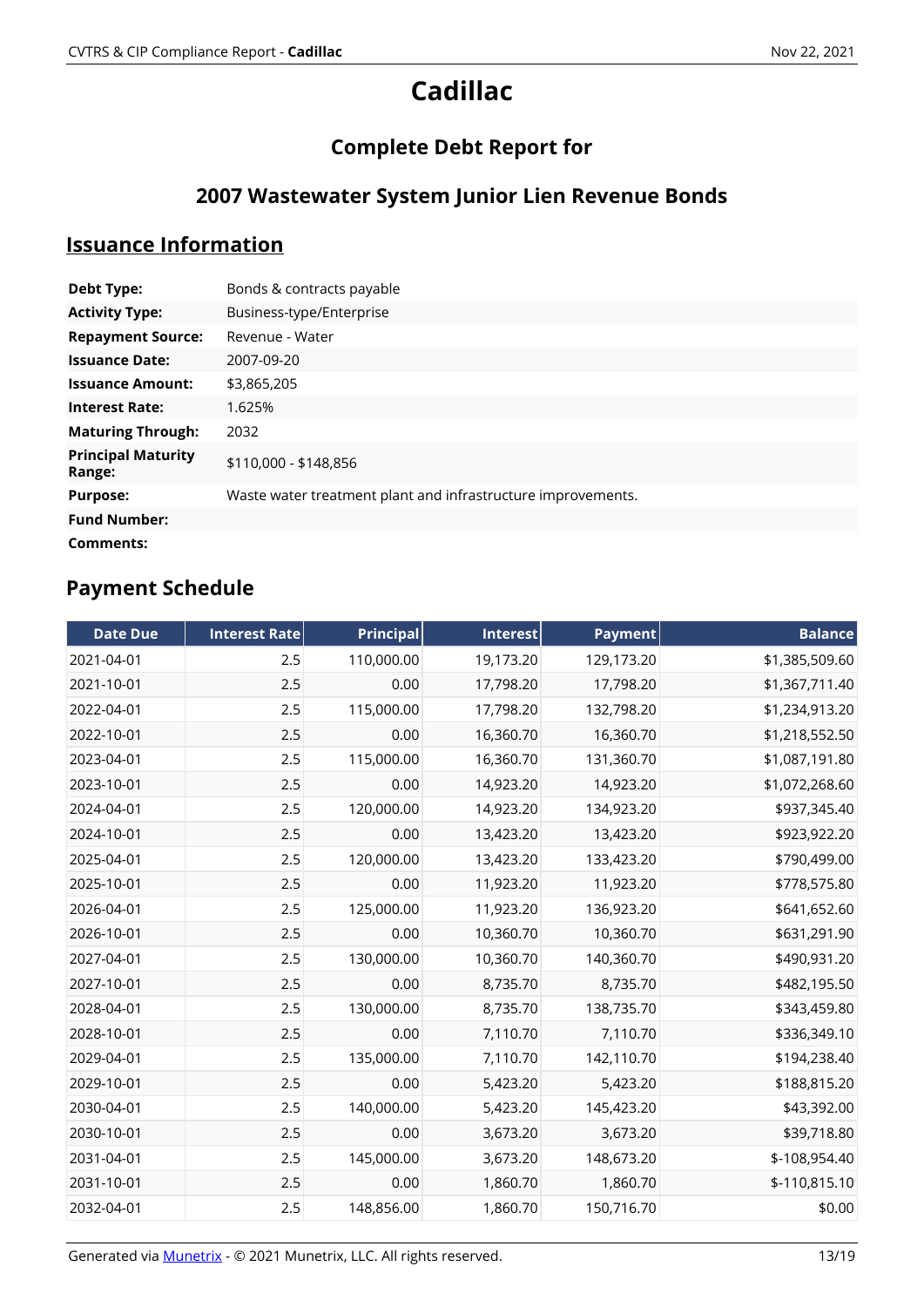# Cadillac

## Complete Debt Report for

## 2007 Wastewater System Junior Lien Revenue Bonds

## Issuance Information

| | |
|---|---|
| **Debt Type:** | Bonds & contracts payable |
| **Activity Type:** | Business-type/Enterprise |
| **Repayment Source:** | Revenue - Water |
| **Issuance Date:** | 2007-09-20 |
| **Issuance Amount:** | $3,865,205 |
| **Interest Rate:** | 1.625% |
| **Maturing Through:** | 2032 |
| **Principal Maturity Range:** | $110,000 - $148,856 |
| **Purpose:** | Waste water treatment plant and infrastructure improvements. |
| **Fund Number:** | |
| **Comments:** | |

## Payment Schedule

| Date Due | Interest Rate | Principal | Interest | Payment | Balance |
|---|---|---|---|---|---|
| 2021-04-01 | 2.5 | 110,000.00 | 19,173.20 | 129,173.20 | $1,385,509.60 |
| 2021-10-01 | 2.5 | 0.00 | 17,798.20 | 17,798.20 | $1,367,711.40 |
| 2022-04-01 | 2.5 | 115,000.00 | 17,798.20 | 132,798.20 | $1,234,913.20 |
| 2022-10-01 | 2.5 | 0.00 | 16,360.70 | 16,360.70 | $1,218,552.50 |
| 2023-04-01 | 2.5 | 115,000.00 | 16,360.70 | 131,360.70 | $1,087,191.80 |
| 2023-10-01 | 2.5 | 0.00 | 14,923.20 | 14,923.20 | $1,072,268.60 |
| 2024-04-01 | 2.5 | 120,000.00 | 14,923.20 | 134,923.20 | $937,345.40 |
| 2024-10-01 | 2.5 | 0.00 | 13,423.20 | 13,423.20 | $923,922.20 |
| 2025-04-01 | 2.5 | 120,000.00 | 13,423.20 | 133,423.20 | $790,499.00 |
| 2025-10-01 | 2.5 | 0.00 | 11,923.20 | 11,923.20 | $778,575.80 |
| 2026-04-01 | 2.5 | 125,000.00 | 11,923.20 | 136,923.20 | $641,652.60 |
| 2026-10-01 | 2.5 | 0.00 | 10,360.70 | 10,360.70 | $631,291.90 |
| 2027-04-01 | 2.5 | 130,000.00 | 10,360.70 | 140,360.70 | $490,931.20 |
| 2027-10-01 | 2.5 | 0.00 | 8,735.70 | 8,735.70 | $482,195.50 |
| 2028-04-01 | 2.5 | 130,000.00 | 8,735.70 | 138,735.70 | $343,459.80 |
| 2028-10-01 | 2.5 | 0.00 | 7,110.70 | 7,110.70 | $336,349.10 |
| 2029-04-01 | 2.5 | 135,000.00 | 7,110.70 | 142,110.70 | $194,238.40 |
| 2029-10-01 | 2.5 | 0.00 | 5,423.20 | 5,423.20 | $188,815.20 |
| 2030-04-01 | 2.5 | 140,000.00 | 5,423.20 | 145,423.20 | $43,392.00 |
| 2030-10-01 | 2.5 | 0.00 | 3,673.20 | 3,673.20 | $39,718.80 |
| 2031-04-01 | 2.5 | 145,000.00 | 3,673.20 | 148,673.20 | $-108,954.40 |
| 2031-10-01 | 2.5 | 0.00 | 1,860.70 | 1,860.70 | $-110,815.10 |
| 2032-04-01 | 2.5 | 148,856.00 | 1,860.70 | 150,716.70 | $0.00 |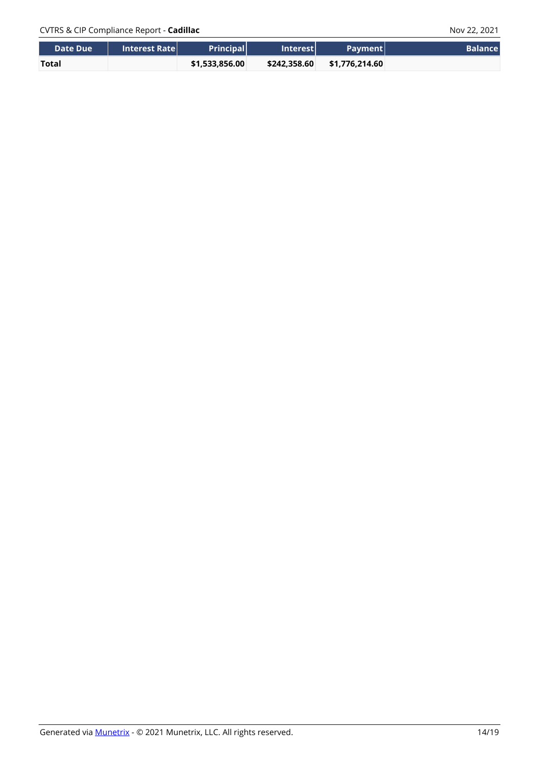| Date Due | Interest Rate | Principal | Interest | Payment | Balance |
| --- | --- | --- | --- | --- | --- |
| **Total** | | **$1,533,856.00** | **$242,358.60** | **$1,776,214.60** | |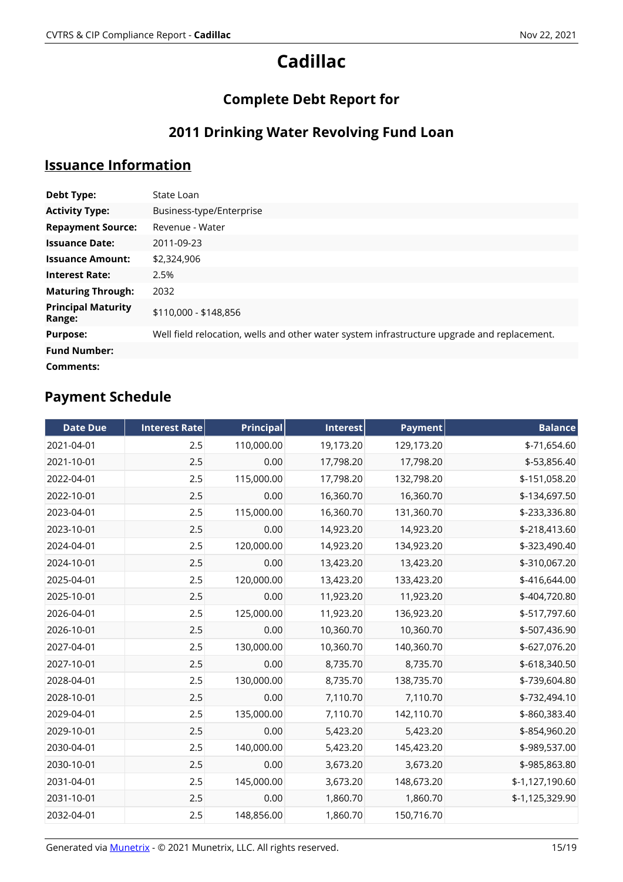# Cadillac

## Complete Debt Report for

## 2011 Drinking Water Revolving Fund Loan

## Issuance Information

| | |
|---|---|
| **Debt Type:** | State Loan |
| **Activity Type:** | Business-type/Enterprise |
| **Repayment Source:** | Revenue - Water |
| **Issuance Date:** | 2011-09-23 |
| **Issuance Amount:** | $2,324,906 |
| **Interest Rate:** | 2.5% |
| **Maturing Through:** | 2032 |
| **Principal Maturity Range:** | $110,000 - $148,856 |
| **Purpose:** | Well field relocation, wells and other water system infrastructure upgrade and replacement. |
| **Fund Number:** | |
| **Comments:** | |

## Payment Schedule

| Date Due | Interest Rate | Principal | Interest | Payment | Balance |
|---|---|---|---|---|---|
| 2021-04-01 | 2.5 | 110,000.00 | 19,173.20 | 129,173.20 | $-71,654.60 |
| 2021-10-01 | 2.5 | 0.00 | 17,798.20 | 17,798.20 | $-53,856.40 |
| 2022-04-01 | 2.5 | 115,000.00 | 17,798.20 | 132,798.20 | $-151,058.20 |
| 2022-10-01 | 2.5 | 0.00 | 16,360.70 | 16,360.70 | $-134,697.50 |
| 2023-04-01 | 2.5 | 115,000.00 | 16,360.70 | 131,360.70 | $-233,336.80 |
| 2023-10-01 | 2.5 | 0.00 | 14,923.20 | 14,923.20 | $-218,413.60 |
| 2024-04-01 | 2.5 | 120,000.00 | 14,923.20 | 134,923.20 | $-323,490.40 |
| 2024-10-01 | 2.5 | 0.00 | 13,423.20 | 13,423.20 | $-310,067.20 |
| 2025-04-01 | 2.5 | 120,000.00 | 13,423.20 | 133,423.20 | $-416,644.00 |
| 2025-10-01 | 2.5 | 0.00 | 11,923.20 | 11,923.20 | $-404,720.80 |
| 2026-04-01 | 2.5 | 125,000.00 | 11,923.20 | 136,923.20 | $-517,797.60 |
| 2026-10-01 | 2.5 | 0.00 | 10,360.70 | 10,360.70 | $-507,436.90 |
| 2027-04-01 | 2.5 | 130,000.00 | 10,360.70 | 140,360.70 | $-627,076.20 |
| 2027-10-01 | 2.5 | 0.00 | 8,735.70 | 8,735.70 | $-618,340.50 |
| 2028-04-01 | 2.5 | 130,000.00 | 8,735.70 | 138,735.70 | $-739,604.80 |
| 2028-10-01 | 2.5 | 0.00 | 7,110.70 | 7,110.70 | $-732,494.10 |
| 2029-04-01 | 2.5 | 135,000.00 | 7,110.70 | 142,110.70 | $-860,383.40 |
| 2029-10-01 | 2.5 | 0.00 | 5,423.20 | 5,423.20 | $-854,960.20 |
| 2030-04-01 | 2.5 | 140,000.00 | 5,423.20 | 145,423.20 | $-989,537.00 |
| 2030-10-01 | 2.5 | 0.00 | 3,673.20 | 3,673.20 | $-985,863.80 |
| 2031-04-01 | 2.5 | 145,000.00 | 3,673.20 | 148,673.20 | $-1,127,190.60 |
| 2031-10-01 | 2.5 | 0.00 | 1,860.70 | 1,860.70 | $-1,125,329.90 |
| 2032-04-01 | 2.5 | 148,856.00 | 1,860.70 | 150,716.70 | |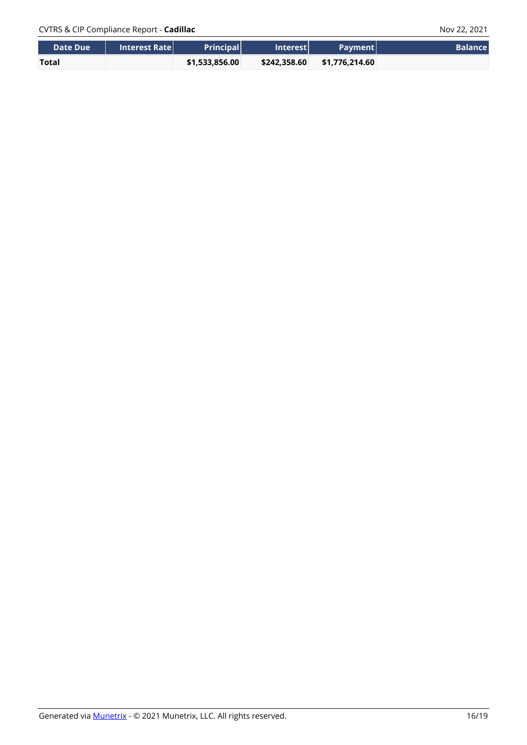| Date Due | Interest Rate | Principal | Interest | Payment | Balance |
|---|---|---|---|---|---|
| **Total** | | **$1,533,856.00** | **$242,358.60** | **$1,776,214.60** | |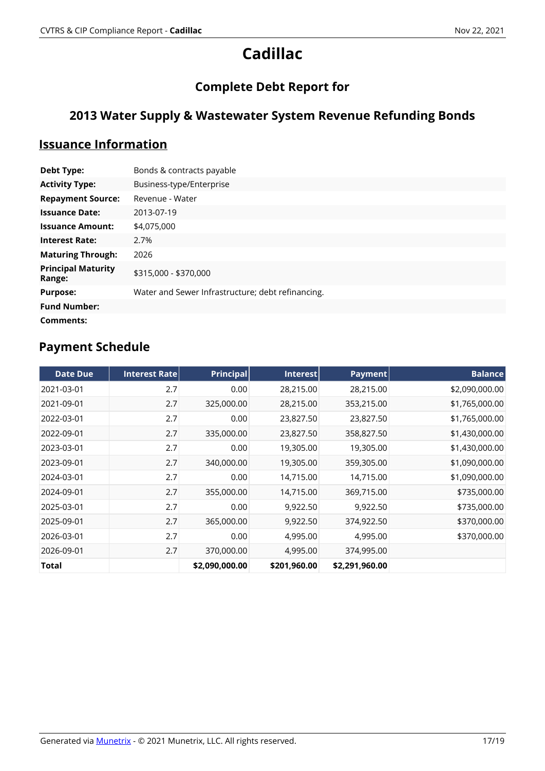# Cadillac

## Complete Debt Report for

## 2013 Water Supply & Wastewater System Revenue Refunding Bonds

## Issuance Information

| | |
|---|---|
| **Debt Type:** | Bonds & contracts payable |
| **Activity Type:** | Business-type/Enterprise |
| **Repayment Source:** | Revenue - Water |
| **Issuance Date:** | 2013-07-19 |
| **Issuance Amount:** | $4,075,000 |
| **Interest Rate:** | 2.7% |
| **Maturing Through:** | 2026 |
| **Principal Maturity Range:** | $315,000 - $370,000 |
| **Purpose:** | Water and Sewer Infrastructure; debt refinancing. |
| **Fund Number:** | |
| **Comments:** | |

## Payment Schedule

| Date Due | Interest Rate | Principal | Interest | Payment | Balance |
|---|---|---|---|---|---|
| 2021-03-01 | 2.7 | 0.00 | 28,215.00 | 28,215.00 | $2,090,000.00 |
| 2021-09-01 | 2.7 | 325,000.00 | 28,215.00 | 353,215.00 | $1,765,000.00 |
| 2022-03-01 | 2.7 | 0.00 | 23,827.50 | 23,827.50 | $1,765,000.00 |
| 2022-09-01 | 2.7 | 335,000.00 | 23,827.50 | 358,827.50 | $1,430,000.00 |
| 2023-03-01 | 2.7 | 0.00 | 19,305.00 | 19,305.00 | $1,430,000.00 |
| 2023-09-01 | 2.7 | 340,000.00 | 19,305.00 | 359,305.00 | $1,090,000.00 |
| 2024-03-01 | 2.7 | 0.00 | 14,715.00 | 14,715.00 | $1,090,000.00 |
| 2024-09-01 | 2.7 | 355,000.00 | 14,715.00 | 369,715.00 | $735,000.00 |
| 2025-03-01 | 2.7 | 0.00 | 9,922.50 | 9,922.50 | $735,000.00 |
| 2025-09-01 | 2.7 | 365,000.00 | 9,922.50 | 374,922.50 | $370,000.00 |
| 2026-03-01 | 2.7 | 0.00 | 4,995.00 | 4,995.00 | $370,000.00 |
| 2026-09-01 | 2.7 | 370,000.00 | 4,995.00 | 374,995.00 | |
| **Total** | | **$2,090,000.00** | **$201,960.00** | **$2,291,960.00** | |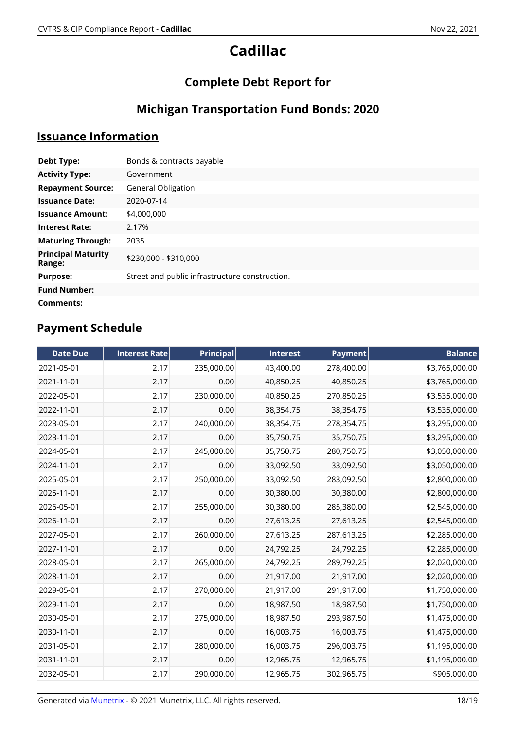# Cadillac

## Complete Debt Report for

## Michigan Transportation Fund Bonds: 2020

## Issuance Information

| | |
|---|---|
| **Debt Type:** | Bonds & contracts payable |
| **Activity Type:** | Government |
| **Repayment Source:** | General Obligation |
| **Issuance Date:** | 2020-07-14 |
| **Issuance Amount:** | $4,000,000 |
| **Interest Rate:** | 2.17% |
| **Maturing Through:** | 2035 |
| **Principal Maturity Range:** | $230,000 - $310,000 |
| **Purpose:** | Street and public infrastructure construction. |
| **Fund Number:** | |
| **Comments:** | |

## Payment Schedule

| Date Due | Interest Rate | Principal | Interest | Payment | Balance |
|---|---|---|---|---|---|
| 2021-05-01 | 2.17 | 235,000.00 | 43,400.00 | 278,400.00 | $3,765,000.00 |
| 2021-11-01 | 2.17 | 0.00 | 40,850.25 | 40,850.25 | $3,765,000.00 |
| 2022-05-01 | 2.17 | 230,000.00 | 40,850.25 | 270,850.25 | $3,535,000.00 |
| 2022-11-01 | 2.17 | 0.00 | 38,354.75 | 38,354.75 | $3,535,000.00 |
| 2023-05-01 | 2.17 | 240,000.00 | 38,354.75 | 278,354.75 | $3,295,000.00 |
| 2023-11-01 | 2.17 | 0.00 | 35,750.75 | 35,750.75 | $3,295,000.00 |
| 2024-05-01 | 2.17 | 245,000.00 | 35,750.75 | 280,750.75 | $3,050,000.00 |
| 2024-11-01 | 2.17 | 0.00 | 33,092.50 | 33,092.50 | $3,050,000.00 |
| 2025-05-01 | 2.17 | 250,000.00 | 33,092.50 | 283,092.50 | $2,800,000.00 |
| 2025-11-01 | 2.17 | 0.00 | 30,380.00 | 30,380.00 | $2,800,000.00 |
| 2026-05-01 | 2.17 | 255,000.00 | 30,380.00 | 285,380.00 | $2,545,000.00 |
| 2026-11-01 | 2.17 | 0.00 | 27,613.25 | 27,613.25 | $2,545,000.00 |
| 2027-05-01 | 2.17 | 260,000.00 | 27,613.25 | 287,613.25 | $2,285,000.00 |
| 2027-11-01 | 2.17 | 0.00 | 24,792.25 | 24,792.25 | $2,285,000.00 |
| 2028-05-01 | 2.17 | 265,000.00 | 24,792.25 | 289,792.25 | $2,020,000.00 |
| 2028-11-01 | 2.17 | 0.00 | 21,917.00 | 21,917.00 | $2,020,000.00 |
| 2029-05-01 | 2.17 | 270,000.00 | 21,917.00 | 291,917.00 | $1,750,000.00 |
| 2029-11-01 | 2.17 | 0.00 | 18,987.50 | 18,987.50 | $1,750,000.00 |
| 2030-05-01 | 2.17 | 275,000.00 | 18,987.50 | 293,987.50 | $1,475,000.00 |
| 2030-11-01 | 2.17 | 0.00 | 16,003.75 | 16,003.75 | $1,475,000.00 |
| 2031-05-01 | 2.17 | 280,000.00 | 16,003.75 | 296,003.75 | $1,195,000.00 |
| 2031-11-01 | 2.17 | 0.00 | 12,965.75 | 12,965.75 | $1,195,000.00 |
| 2032-05-01 | 2.17 | 290,000.00 | 12,965.75 | 302,965.75 | $905,000.00 |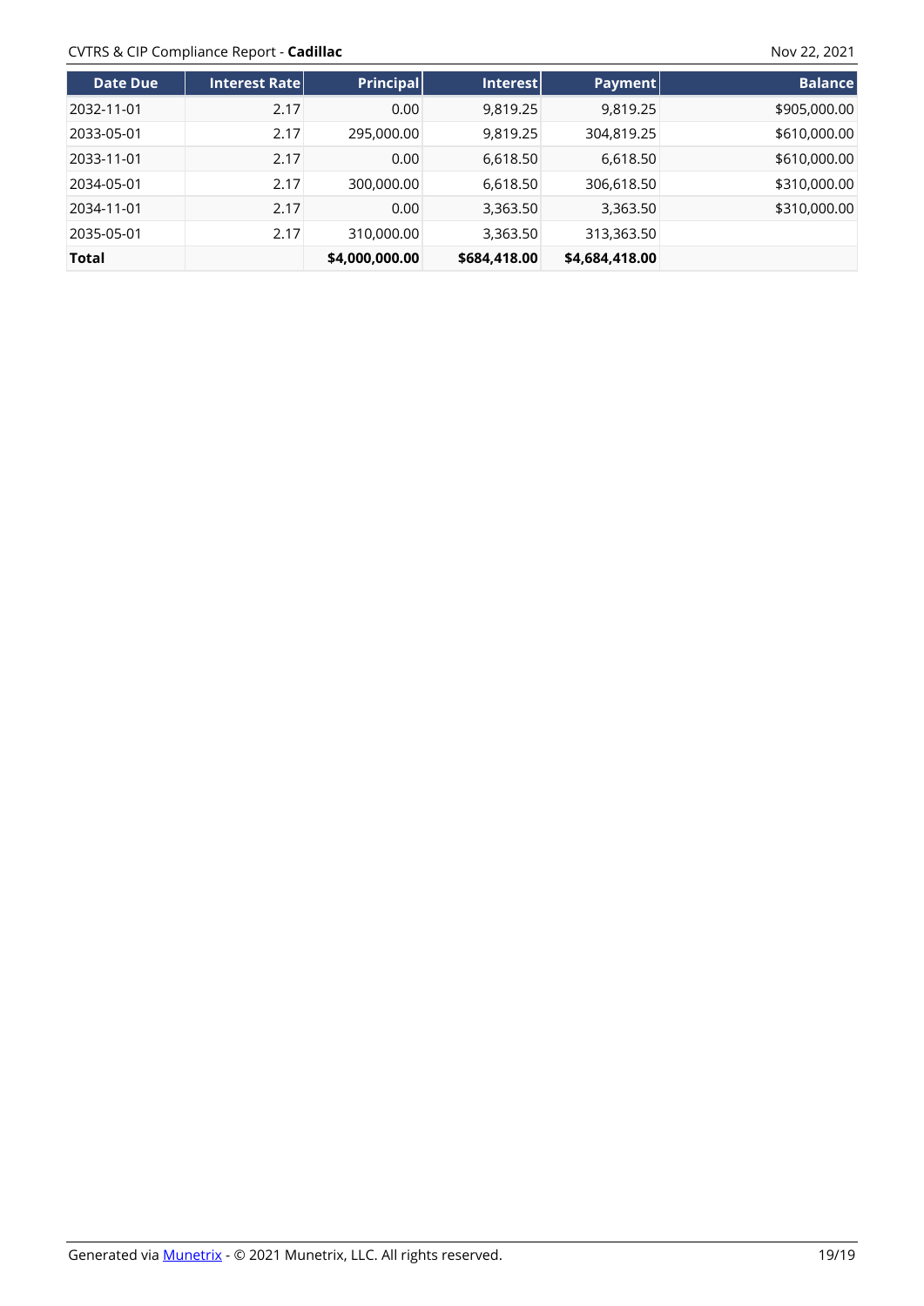| Date Due | Interest Rate | Principal | Interest | Payment | Balance |
|---|---|---|---|---|---|
| 2032-11-01 | 2.17 | 0.00 | 9,819.25 | 9,819.25 | $905,000.00 |
| 2033-05-01 | 2.17 | 295,000.00 | 9,819.25 | 304,819.25 | $610,000.00 |
| 2033-11-01 | 2.17 | 0.00 | 6,618.50 | 6,618.50 | $610,000.00 |
| 2034-05-01 | 2.17 | 300,000.00 | 6,618.50 | 306,618.50 | $310,000.00 |
| 2034-11-01 | 2.17 | 0.00 | 3,363.50 | 3,363.50 | $310,000.00 |
| 2035-05-01 | 2.17 | 310,000.00 | 3,363.50 | 313,363.50 | |
| **Total** | | **$4,000,000.00** | **$684,418.00** | **$4,684,418.00** | |